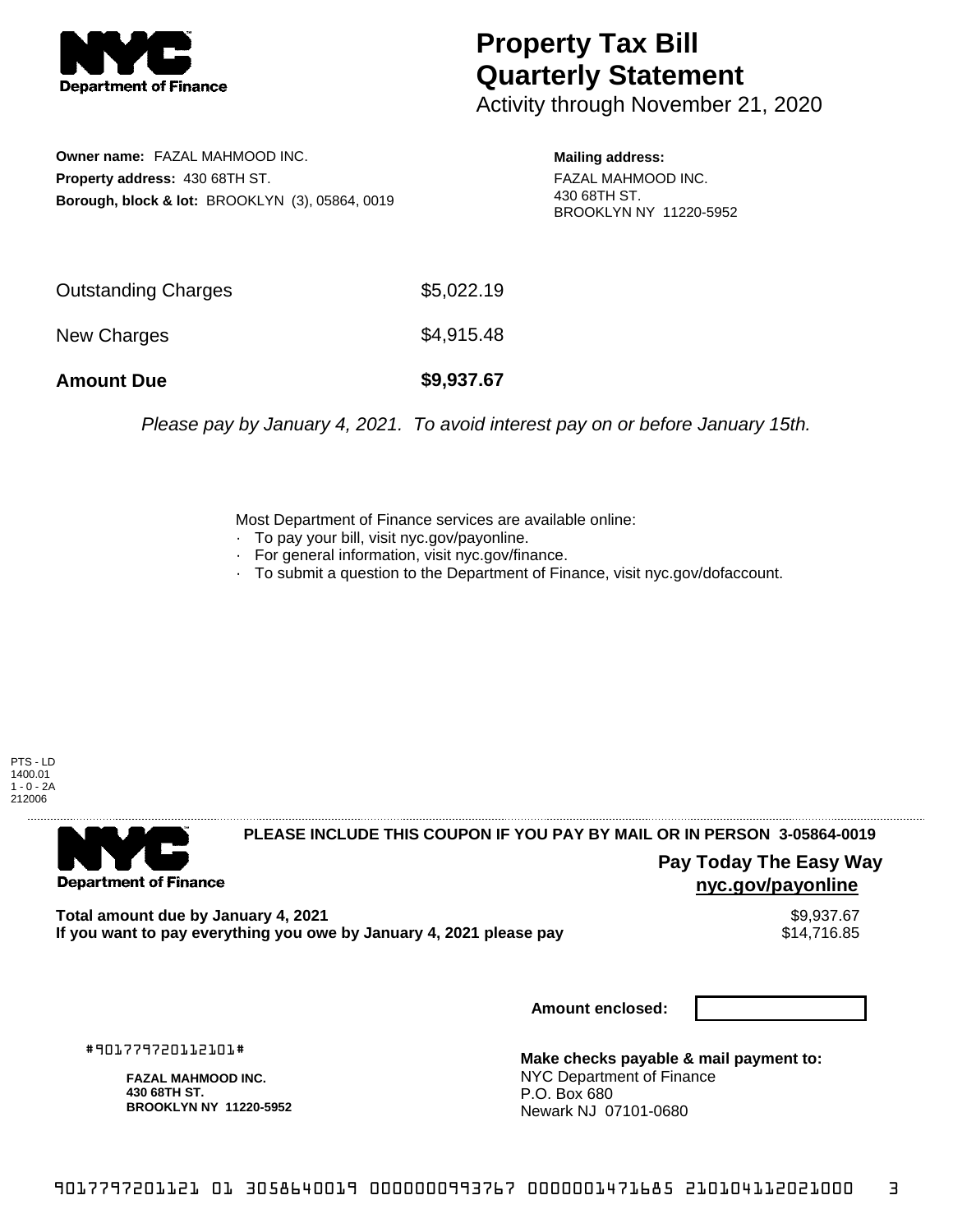# Property Tax Bill Quarterly Statement

Activity through November 21, 2020

**Owner name:** FAZAL MAHMOOD INC.
**Property address:** 430 68TH ST.
**Borough, block & lot:** BROOKLYN (3), 05864, 0019

**Mailing address:**
FAZAL MAHMOOD INC.
430 68TH ST.
BROOKLYN NY 11220-5952

| | |
|---|---|
| Outstanding Charges | $5,022.19 |
| New Charges | $4,915.48 |
| **Amount Due** | **$9,937.67** |

*Please pay by January 4, 2021. To avoid interest pay on or before January 15th.*

Most Department of Finance services are available online:
- To pay your bill, visit nyc.gov/payonline.
- For general information, visit nyc.gov/finance.
- To submit a question to the Department of Finance, visit nyc.gov/dofaccount.

PTS - LD
1400.01
1 - 0 - 2A
212006

**PLEASE INCLUDE THIS COUPON IF YOU PAY BY MAIL OR IN PERSON 3-05864-0019**

**Pay Today The Easy Way**
**nyc.gov/payonline**

| | |
|---|---|
| **Total amount due by January 4, 2021** | $9,937.67 |
| **If you want to pay everything you owe by January 4, 2021 please pay** | $14,716.85 |

**Amount enclosed:**

#901779720112101#

**FAZAL MAHMOOD INC.**
**430 68TH ST.**
**BROOKLYN NY 11220-5952**

**Make checks payable & mail payment to:**
NYC Department of Finance
P.O. Box 680
Newark NJ 07101-0680

9017797201121 01 3058640019 0000000993767 0000001471685 210104112021000 3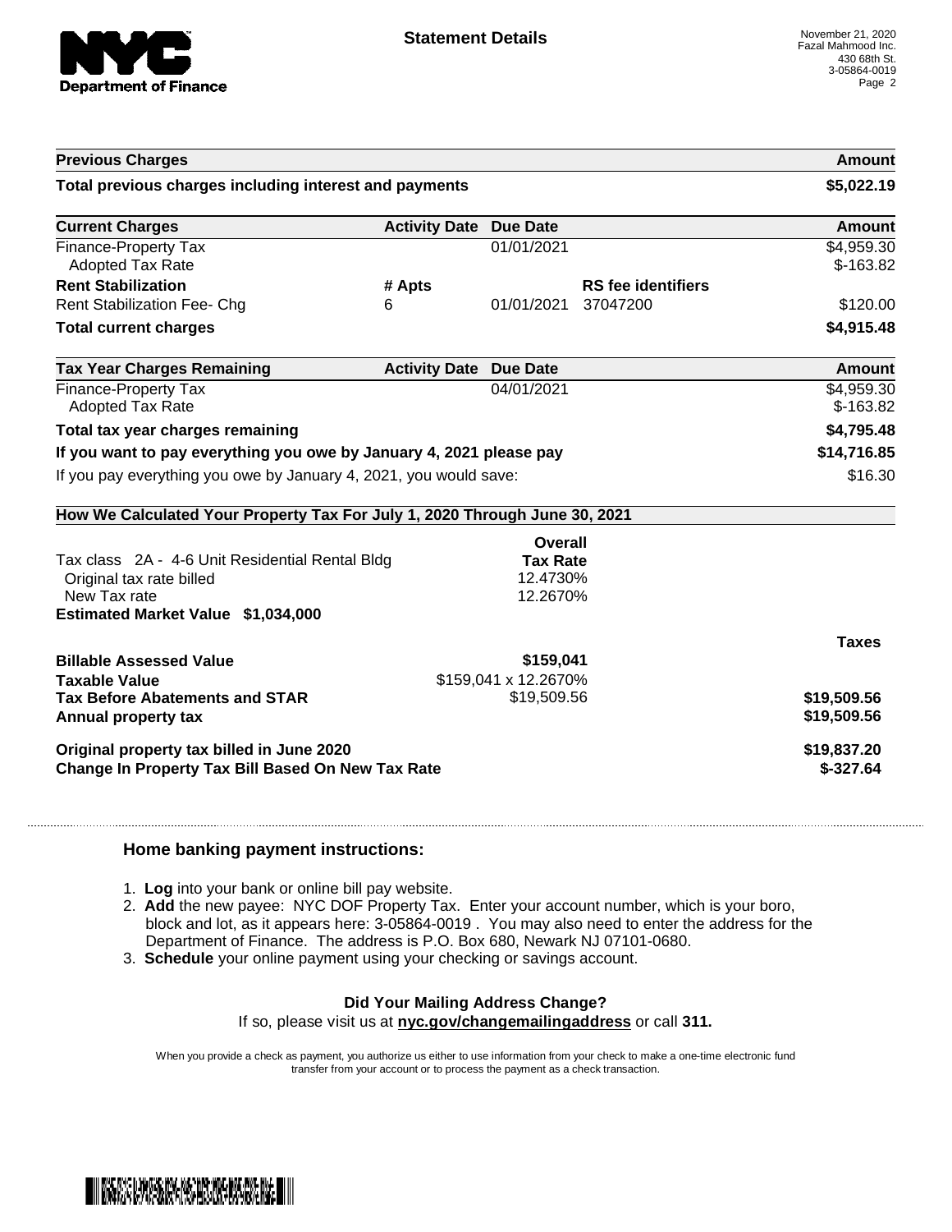# Statement Details

November 21, 2020
Fazal Mahmood Inc.
430 68th St.
3-05864-0019
Page 2

| Previous Charges | | | | Amount |
|---|---|---|---|---|
| **Total previous charges including interest and payments** | | | | **$5,022.19** |

| Current Charges | Activity Date | Due Date | | Amount |
|---|---|---|---|---|
| Finance-Property Tax | | 01/01/2021 | | $4,959.30 |
| Adopted Tax Rate | | | | $-163.82 |
| **Rent Stabilization** | **# Apts** | | **RS fee identifiers** | |
| Rent Stabilization Fee- Chg | 6 | 01/01/2021 | 37047200 | $120.00 |
| **Total current charges** | | | | **$4,915.48** |

| Tax Year Charges Remaining | Activity Date | Due Date | Amount |
|---|---|---|---|
| Finance-Property Tax | | 04/01/2021 | $4,959.30 |
| Adopted Tax Rate | | | $-163.82 |
| **Total tax year charges remaining** | | | **$4,795.48** |
| **If you want to pay everything you owe by January 4, 2021 please pay** | | | **$14,716.85** |
| If you pay everything you owe by January 4, 2021, you would save: | | | $16.30 |

## How We Calculated Your Property Tax For July 1, 2020 Through June 30, 2021

| | Overall Tax Rate | |
|---|---|---|
| Tax class 2A - 4-6 Unit Residential Rental Bldg | | |
| Original tax rate billed | 12.4730% | |
| New Tax rate | 12.2670% | |
| **Estimated Market Value $1,034,000** | | |
| | | **Taxes** |
| **Billable Assessed Value** | **$159,041** | |
| **Taxable Value** | $159,041 x 12.2670% | |
| **Tax Before Abatements and STAR** | $19,509.56 | **$19,509.56** |
| **Annual property tax** | | **$19,509.56** |
| **Original property tax billed in June 2020** | | **$19,837.20** |
| **Change In Property Tax Bill Based On New Tax Rate** | | **$-327.64** |

## Home banking payment instructions:

1. **Log** into your bank or online bill pay website.
2. **Add** the new payee: NYC DOF Property Tax. Enter your account number, which is your boro, block and lot, as it appears here: 3-05864-0019 . You may also need to enter the address for the Department of Finance. The address is P.O. Box 680, Newark NJ 07101-0680.
3. **Schedule** your online payment using your checking or savings account.

**Did Your Mailing Address Change?**

If so, please visit us at **nyc.gov/changemailingaddress** or call **311.**

When you provide a check as payment, you authorize us either to use information from your check to make a one-time electronic fund transfer from your account or to process the payment as a check transaction.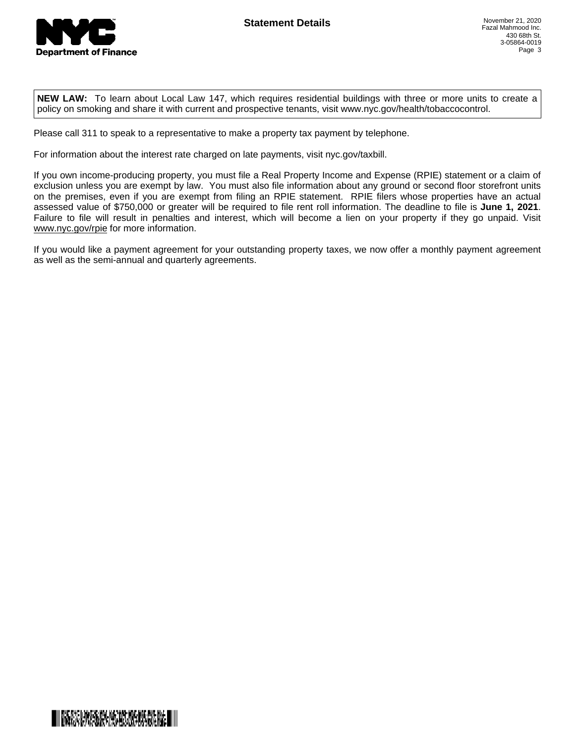**NEW LAW:** To learn about Local Law 147, which requires residential buildings with three or more units to create a policy on smoking and share it with current and prospective tenants, visit www.nyc.gov/health/tobaccocontrol.

Please call 311 to speak to a representative to make a property tax payment by telephone.

For information about the interest rate charged on late payments, visit nyc.gov/taxbill.

If you own income-producing property, you must file a Real Property Income and Expense (RPIE) statement or a claim of exclusion unless you are exempt by law. You must also file information about any ground or second floor storefront units on the premises, even if you are exempt from filing an RPIE statement. RPIE filers whose properties have an actual assessed value of $750,000 or greater will be required to file rent roll information. The deadline to file is **June 1, 2021**. Failure to file will result in penalties and interest, which will become a lien on your property if they go unpaid. Visit www.nyc.gov/rpie for more information.

If you would like a payment agreement for your outstanding property taxes, we now offer a monthly payment agreement as well as the semi-annual and quarterly agreements.